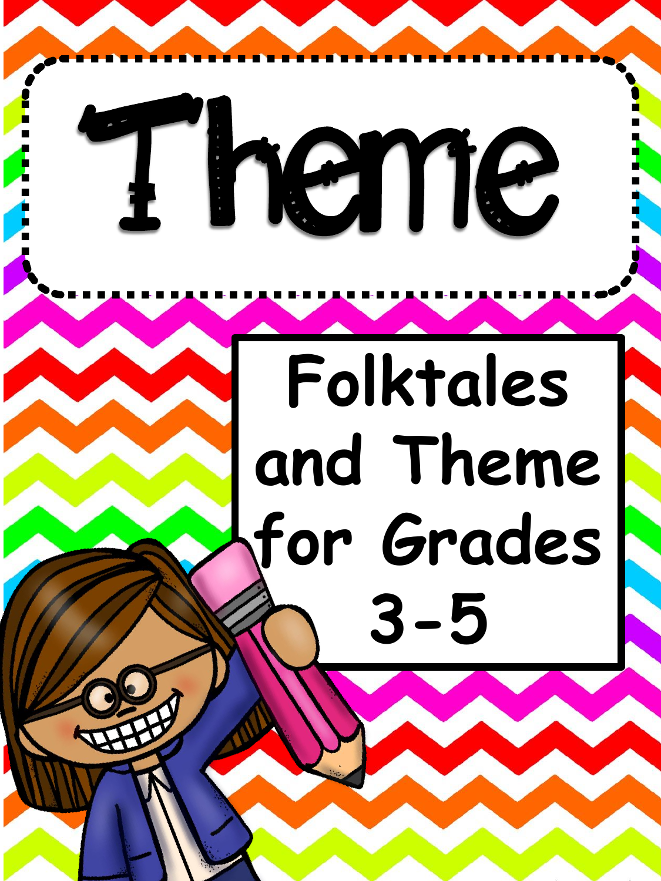# Theme

## Folktales and Theme for Grades 3-5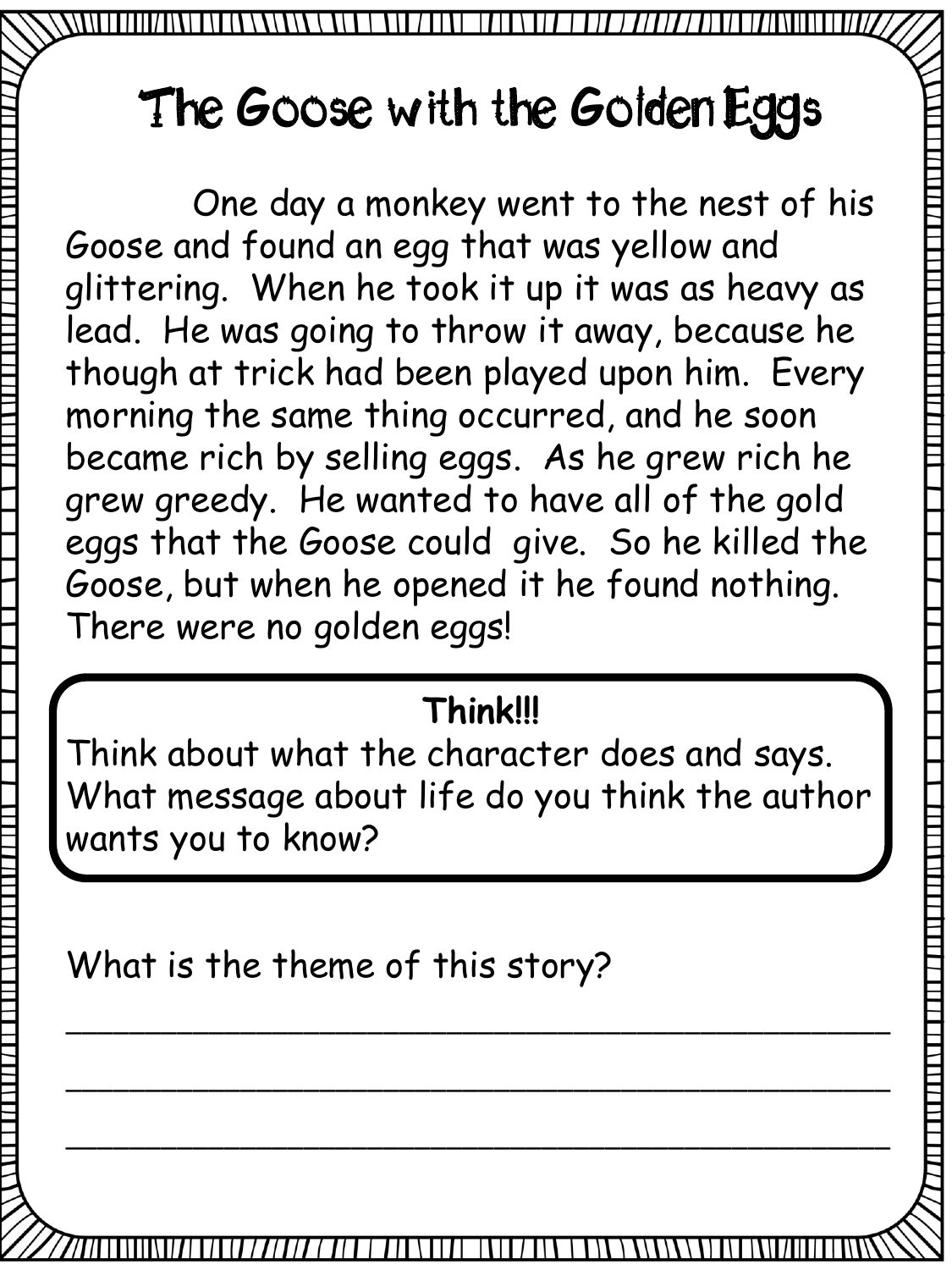# The Goose with the Golden Eggs

One day a monkey went to the nest of his Goose and found an egg that was yellow and glittering. When he took it up it was as heavy as lead. He was going to throw it away, because he though at trick had been played upon him. Every morning the same thing occurred, and he soon became rich by selling eggs. As he grew rich he grew greedy. He wanted to have all of the gold eggs that the Goose could give. So he killed the Goose, but when he opened it he found nothing. There were no golden eggs!

**Think!!!**

Think about what the character does and says. What message about life do you think the author wants you to know?

What is the theme of this story?

\_\_\_\_\_\_\_\_\_\_\_\_\_\_\_\_\_\_\_\_\_\_\_\_\_\_\_\_\_\_\_\_\_\_\_\_\_\_\_\_\_\_\_\_

\_\_\_\_\_\_\_\_\_\_\_\_\_\_\_\_\_\_\_\_\_\_\_\_\_\_\_\_\_\_\_\_\_\_\_\_\_\_\_\_\_\_\_\_

\_\_\_\_\_\_\_\_\_\_\_\_\_\_\_\_\_\_\_\_\_\_\_\_\_\_\_\_\_\_\_\_\_\_\_\_\_\_\_\_\_\_\_\_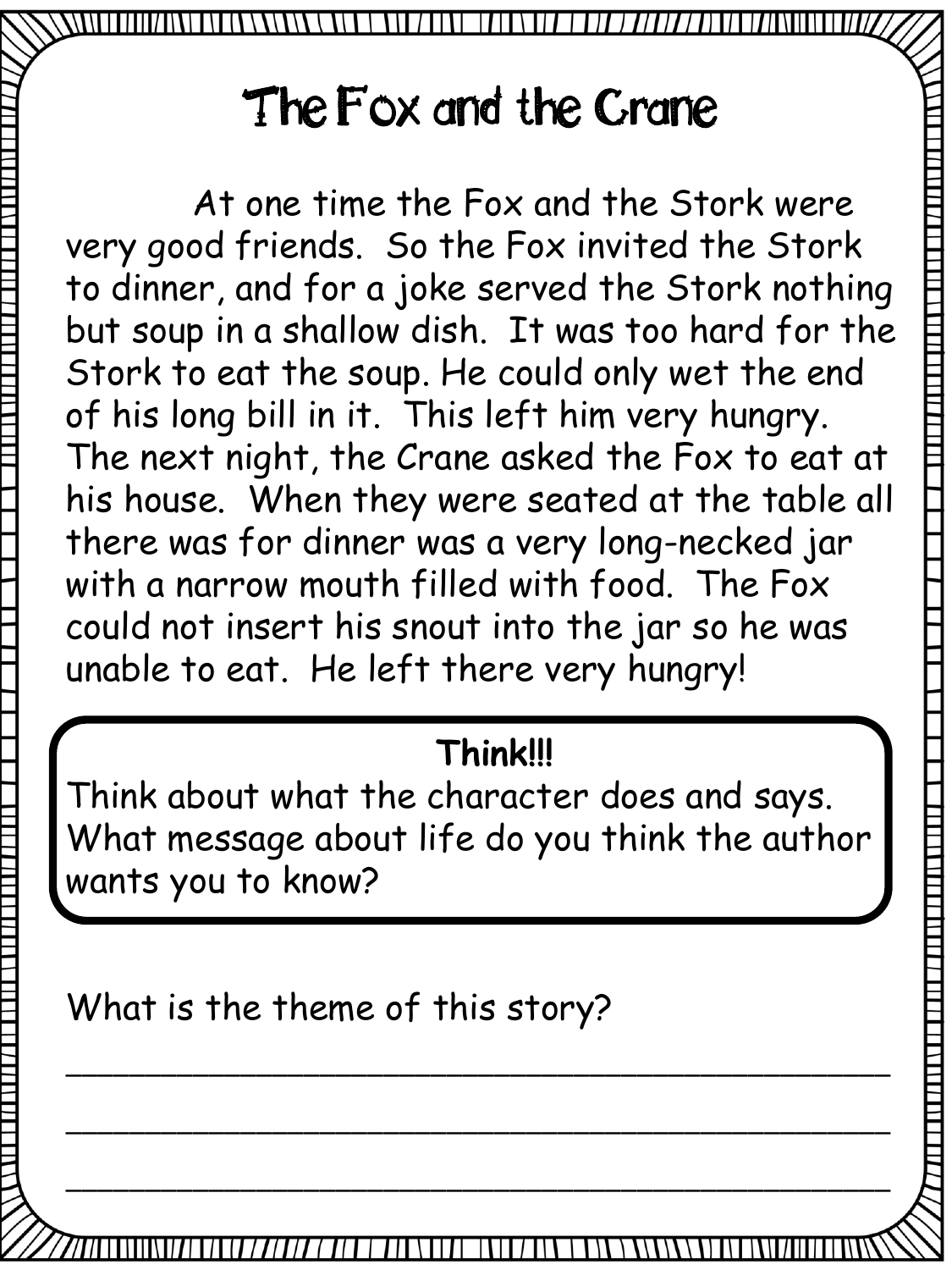# The Fox and the Crane

At one time the Fox and the Stork were very good friends. So the Fox invited the Stork to dinner, and for a joke served the Stork nothing but soup in a shallow dish. It was too hard for the Stork to eat the soup. He could only wet the end of his long bill in it. This left him very hungry. The next night, the Crane asked the Fox to eat at his house. When they were seated at the table all there was for dinner was a very long-necked jar with a narrow mouth filled with food. The Fox could not insert his snout into the jar so he was unable to eat. He left there very hungry!

**Think!!!**

Think about what the character does and says. What message about life do you think the author wants you to know?

What is the theme of this story?

_______________________________________________

_______________________________________________

_______________________________________________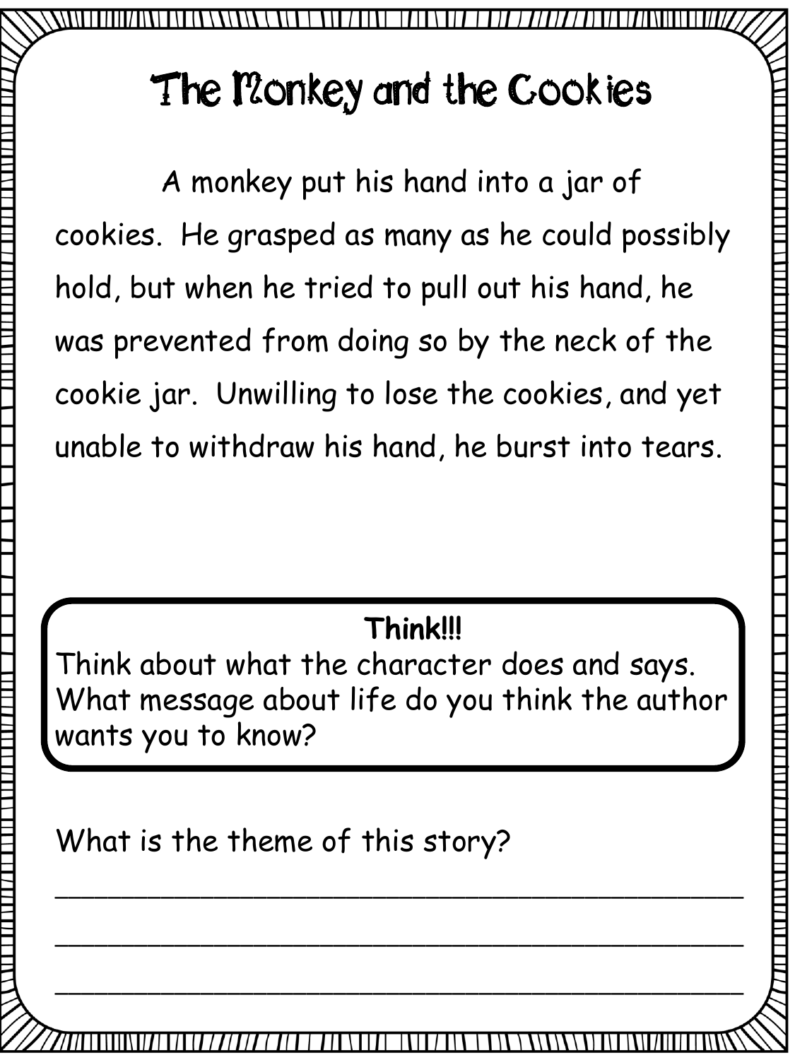# The Monkey and the Cookies

A monkey put his hand into a jar of cookies. He grasped as many as he could possibly hold, but when he tried to pull out his hand, he was prevented from doing so by the neck of the cookie jar. Unwilling to lose the cookies, and yet unable to withdraw his hand, he burst into tears.

**Think!!!**
Think about what the character does and says. What message about life do you think the author wants you to know?

What is the theme of this story?

___________________________________________

___________________________________________

___________________________________________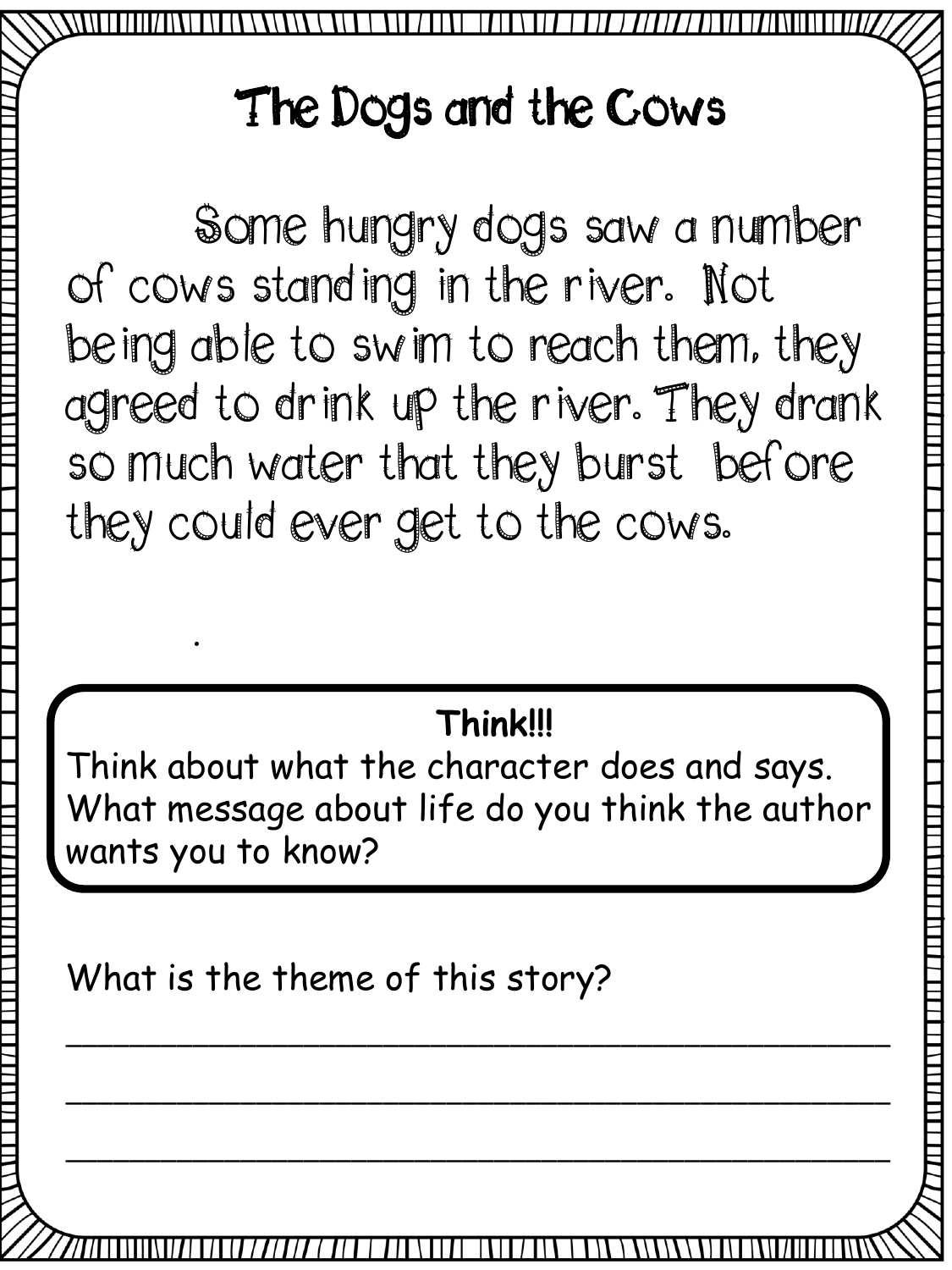# The Dogs and the Cows

Some hungry dogs saw a number of cows standing in the river. Not being able to swim to reach them, they agreed to drink up the river. They drank so much water that they burst before they could ever get to the cows.

.

**Think!!!**

Think about what the character does and says. What message about life do you think the author wants you to know?

What is the theme of this story?

\_\_\_\_\_\_\_\_\_\_\_\_\_\_\_\_\_\_\_\_\_\_\_\_\_\_\_\_\_\_\_\_\_\_\_\_\_\_\_\_\_\_\_\_\_\_\_\_

\_\_\_\_\_\_\_\_\_\_\_\_\_\_\_\_\_\_\_\_\_\_\_\_\_\_\_\_\_\_\_\_\_\_\_\_\_\_\_\_\_\_\_\_\_\_\_\_

\_\_\_\_\_\_\_\_\_\_\_\_\_\_\_\_\_\_\_\_\_\_\_\_\_\_\_\_\_\_\_\_\_\_\_\_\_\_\_\_\_\_\_\_\_\_\_\_